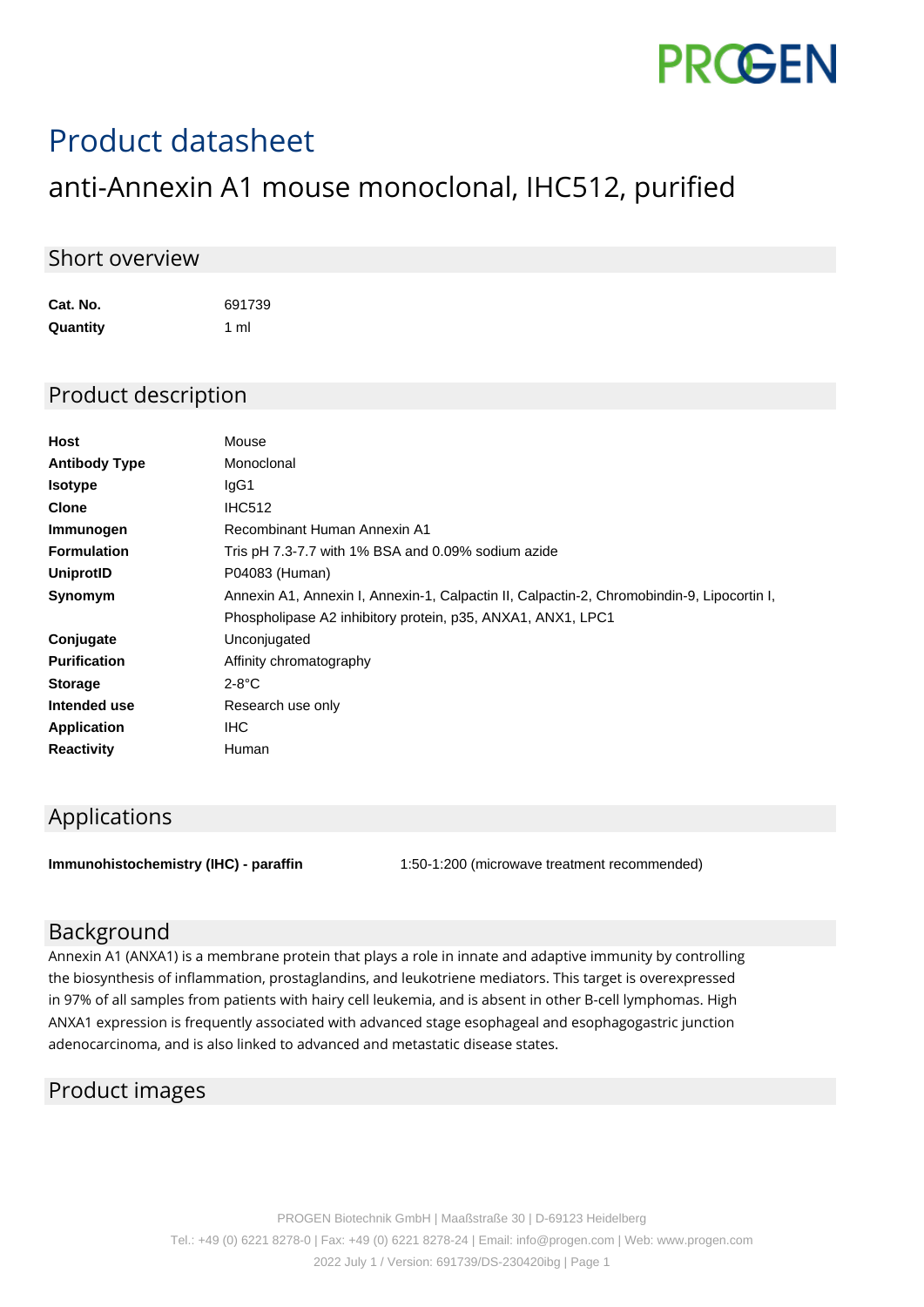# Product datasheet

## anti-Annexin A1 mouse monoclonal, IHC512, purified

## Short overview

| | |
|---|---|
| **Cat. No.** | 691739 |
| **Quantity** | 1 ml |

## Product description

| | |
|---|---|
| **Host** | Mouse |
| **Antibody Type** | Monoclonal |
| **Isotype** | IgG1 |
| **Clone** | IHC512 |
| **Immunogen** | Recombinant Human Annexin A1 |
| **Formulation** | Tris pH 7.3-7.7 with 1% BSA and 0.09% sodium azide |
| **UniprotID** | P04083 (Human) |
| **Synomym** | Annexin A1, Annexin I, Annexin-1, Calpactin II, Calpactin-2, Chromobindin-9, Lipocortin I, Phospholipase A2 inhibitory protein, p35, ANXA1, ANX1, LPC1 |
| **Conjugate** | Unconjugated |
| **Purification** | Affinity chromatography |
| **Storage** | 2-8°C |
| **Intended use** | Research use only |
| **Application** | IHC |
| **Reactivity** | Human |

## Applications

| | |
|---|---|
| **Immunohistochemistry (IHC) - paraffin** | 1:50-1:200 (microwave treatment recommended) |

## Background

Annexin A1 (ANXA1) is a membrane protein that plays a role in innate and adaptive immunity by controlling the biosynthesis of inflammation, prostaglandins, and leukotriene mediators. This target is overexpressed in 97% of all samples from patients with hairy cell leukemia, and is absent in other B-cell lymphomas. High ANXA1 expression is frequently associated with advanced stage esophageal and esophagogastric junction adenocarcinoma, and is also linked to advanced and metastatic disease states.

## Product images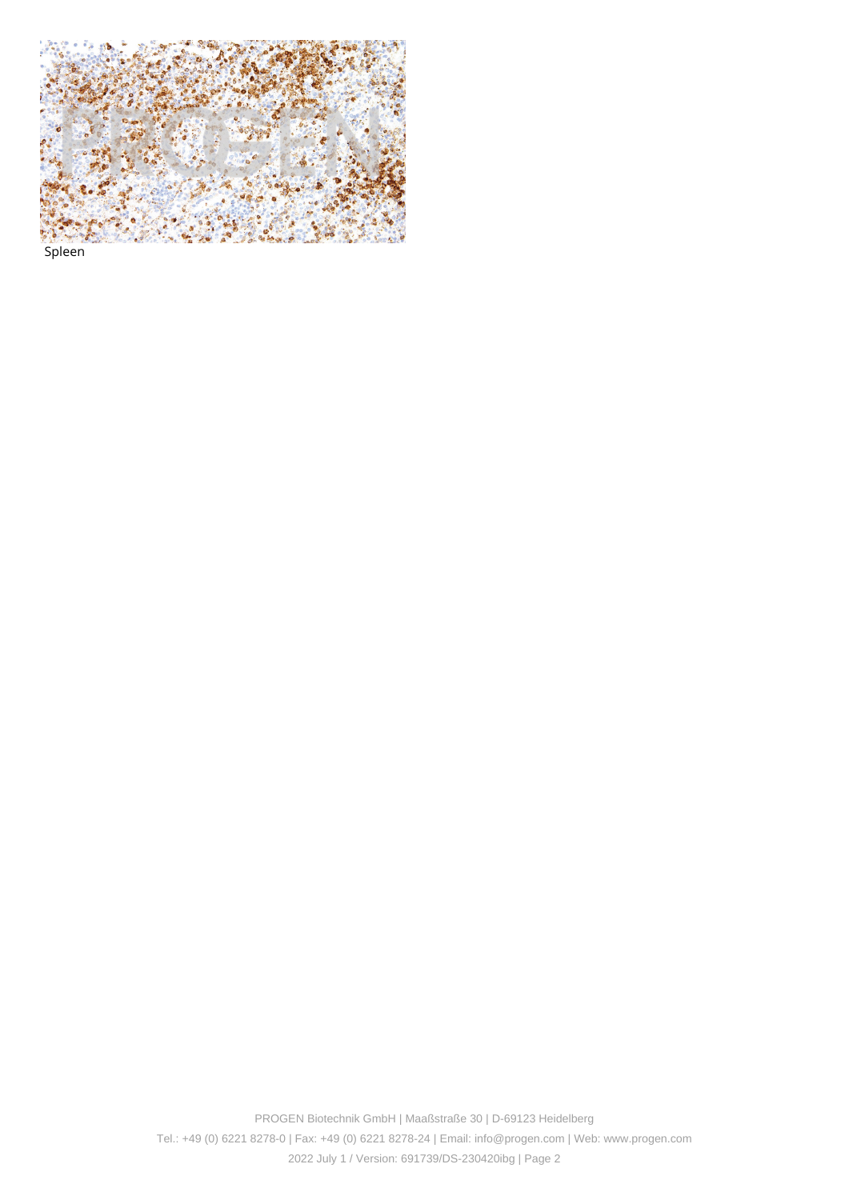Spleen